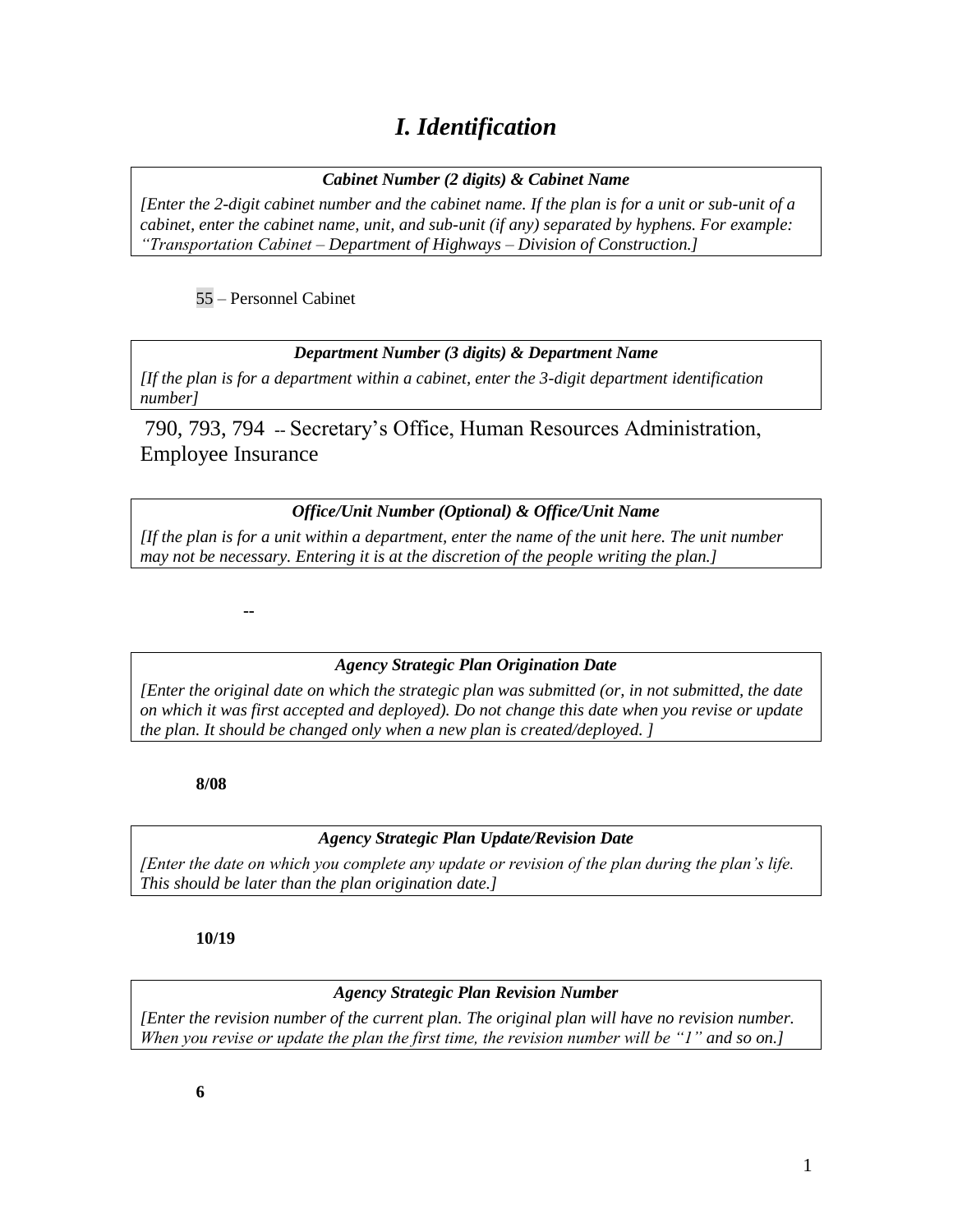# *I. Identification*

***Cabinet Number (2 digits) & Cabinet Name***

*[Enter the 2-digit cabinet number and the cabinet name. If the plan is for a unit or sub-unit of a cabinet, enter the cabinet name, unit, and sub-unit (if any) separated by hyphens. For example: "Transportation Cabinet – Department of Highways – Division of Construction.]*

55 – Personnel Cabinet

***Department Number (3 digits) & Department Name***

*[If the plan is for a department within a cabinet, enter the 3-digit department identification number]*

790, 793, 794 -- Secretary's Office, Human Resources Administration, Employee Insurance

***Office/Unit Number (Optional) & Office/Unit Name***

*[If the plan is for a unit within a department, enter the name of the unit here. The unit number may not be necessary. Entering it is at the discretion of the people writing the plan.]*

--

***Agency Strategic Plan Origination Date***

*[Enter the original date on which the strategic plan was submitted (or, in not submitted, the date on which it was first accepted and deployed). Do not change this date when you revise or update the plan. It should be changed only when a new plan is created/deployed. ]*

**8/08**

***Agency Strategic Plan Update/Revision Date***

*[Enter the date on which you complete any update or revision of the plan during the plan's life. This should be later than the plan origination date.]*

**10/19**

***Agency Strategic Plan Revision Number***

*[Enter the revision number of the current plan. The original plan will have no revision number. When you revise or update the plan the first time, the revision number will be "1" and so on.]*

**6**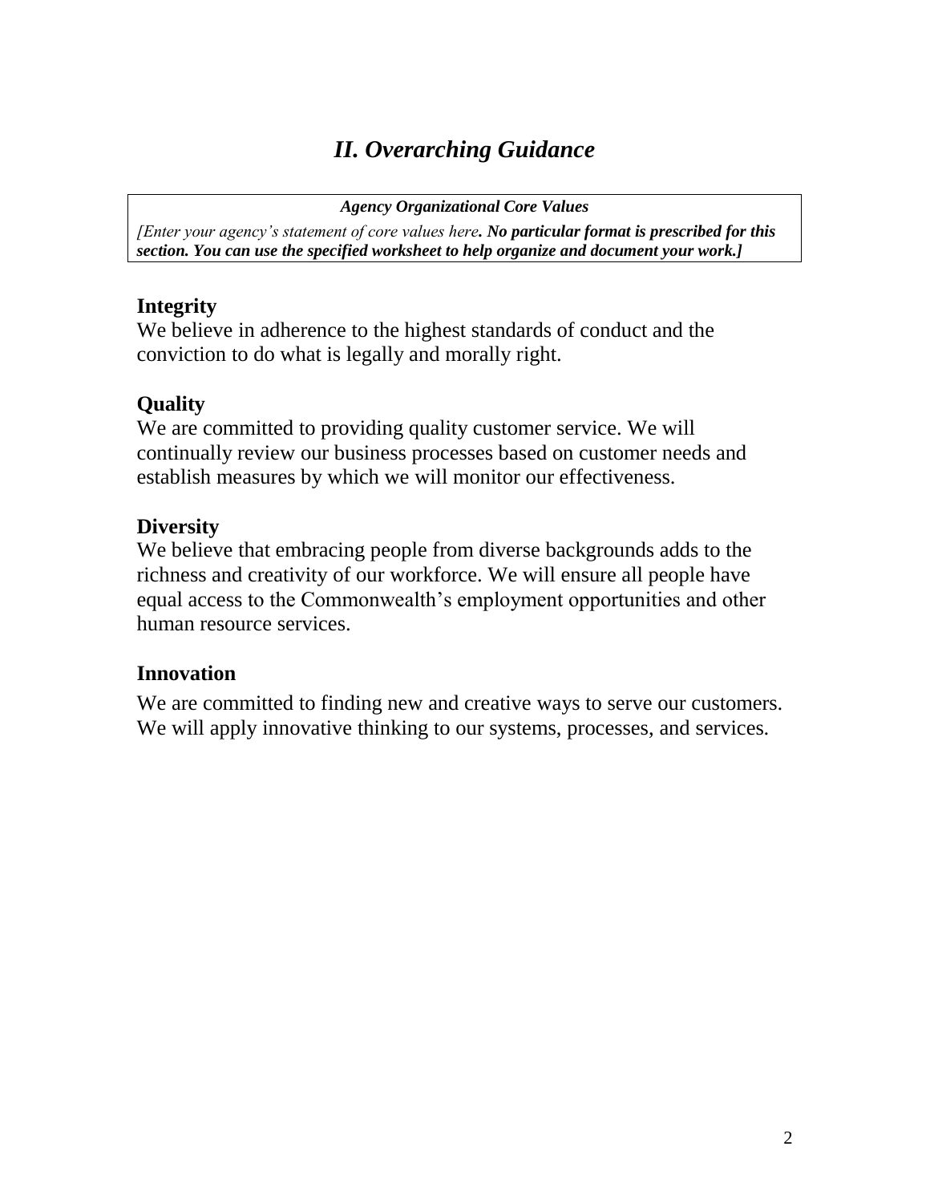## *II. Overarching Guidance*

| ***Agency Organizational Core Values*** |
|---|
| *[Enter your agency's statement of core values here**. No particular format is prescribed for this section. You can use the specified worksheet to help organize and document your work.]*** |

### Integrity

We believe in adherence to the highest standards of conduct and the conviction to do what is legally and morally right.

### Quality

We are committed to providing quality customer service. We will continually review our business processes based on customer needs and establish measures by which we will monitor our effectiveness.

### Diversity

We believe that embracing people from diverse backgrounds adds to the richness and creativity of our workforce. We will ensure all people have equal access to the Commonwealth's employment opportunities and other human resource services.

### Innovation

We are committed to finding new and creative ways to serve our customers. We will apply innovative thinking to our systems, processes, and services.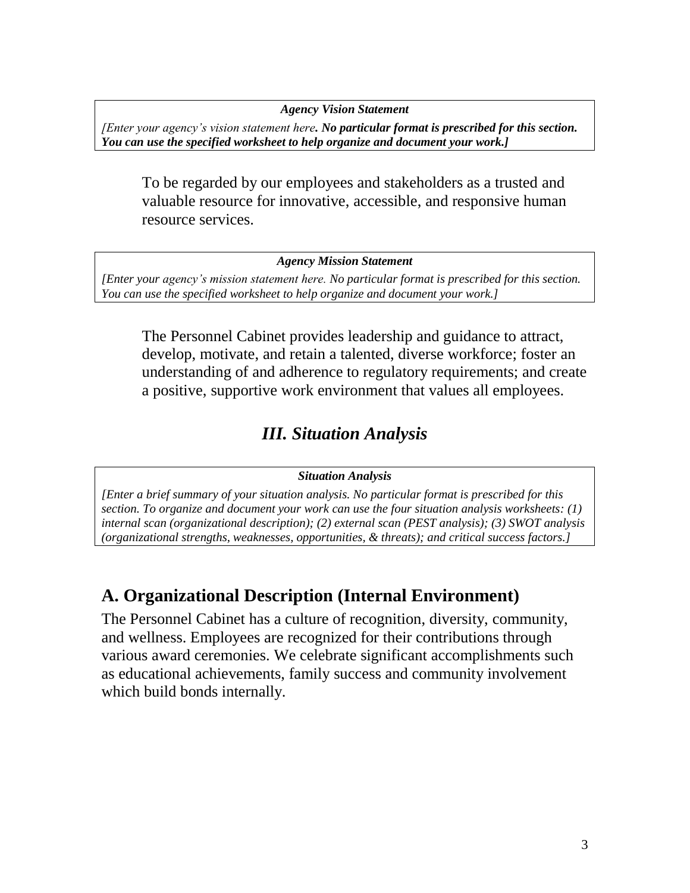**_Agency Vision Statement_**

*[Enter your agency's vision statement here.* ***No particular format is prescribed for this section. You can use the specified worksheet to help organize and document your work.]***

To be regarded by our employees and stakeholders as a trusted and valuable resource for innovative, accessible, and responsive human resource services.

**_Agency Mission Statement_**

*[Enter your agency's mission statement here. No particular format is prescribed for this section. You can use the specified worksheet to help organize and document your work.]*

The Personnel Cabinet provides leadership and guidance to attract, develop, motivate, and retain a talented, diverse workforce; foster an understanding of and adherence to regulatory requirements; and create a positive, supportive work environment that values all employees.

# *III. Situation Analysis*

**_Situation Analysis_**

*[Enter a brief summary of your situation analysis. No particular format is prescribed for this section. To organize and document your work can use the four situation analysis worksheets: (1) internal scan (organizational description); (2) external scan (PEST analysis); (3) SWOT analysis (organizational strengths, weaknesses, opportunities, & threats); and critical success factors.]*

## A. Organizational Description (Internal Environment)

The Personnel Cabinet has a culture of recognition, diversity, community, and wellness. Employees are recognized for their contributions through various award ceremonies. We celebrate significant accomplishments such as educational achievements, family success and community involvement which build bonds internally.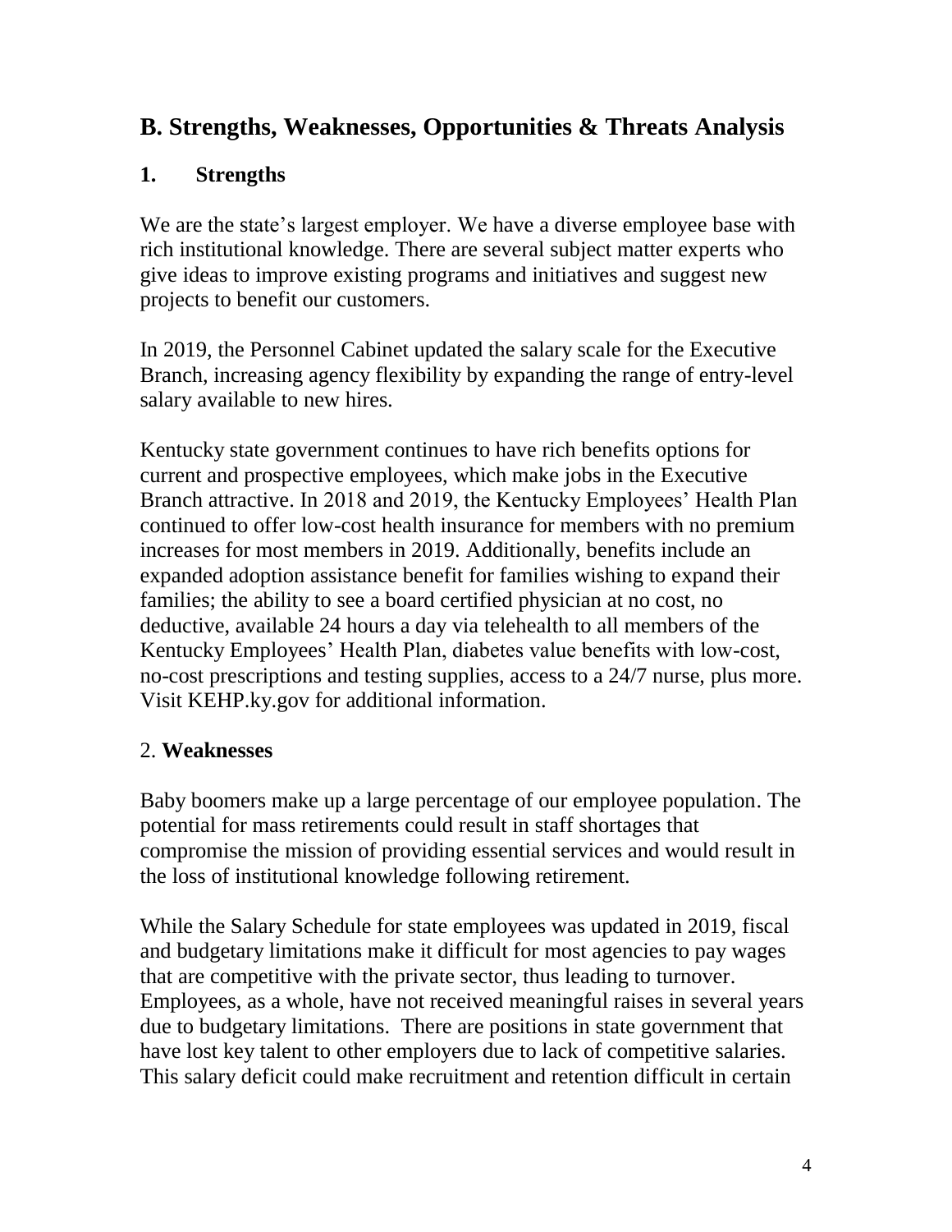## B. Strengths, Weaknesses, Opportunities & Threats Analysis

### 1. Strengths

We are the state's largest employer. We have a diverse employee base with rich institutional knowledge. There are several subject matter experts who give ideas to improve existing programs and initiatives and suggest new projects to benefit our customers.

In 2019, the Personnel Cabinet updated the salary scale for the Executive Branch, increasing agency flexibility by expanding the range of entry-level salary available to new hires.

Kentucky state government continues to have rich benefits options for current and prospective employees, which make jobs in the Executive Branch attractive. In 2018 and 2019, the Kentucky Employees' Health Plan continued to offer low-cost health insurance for members with no premium increases for most members in 2019. Additionally, benefits include an expanded adoption assistance benefit for families wishing to expand their families; the ability to see a board certified physician at no cost, no deductive, available 24 hours a day via telehealth to all members of the Kentucky Employees' Health Plan, diabetes value benefits with low-cost, no-cost prescriptions and testing supplies, access to a 24/7 nurse, plus more. Visit KEHP.ky.gov for additional information.

### 2. Weaknesses

Baby boomers make up a large percentage of our employee population. The potential for mass retirements could result in staff shortages that compromise the mission of providing essential services and would result in the loss of institutional knowledge following retirement.

While the Salary Schedule for state employees was updated in 2019, fiscal and budgetary limitations make it difficult for most agencies to pay wages that are competitive with the private sector, thus leading to turnover. Employees, as a whole, have not received meaningful raises in several years due to budgetary limitations. There are positions in state government that have lost key talent to other employers due to lack of competitive salaries. This salary deficit could make recruitment and retention difficult in certain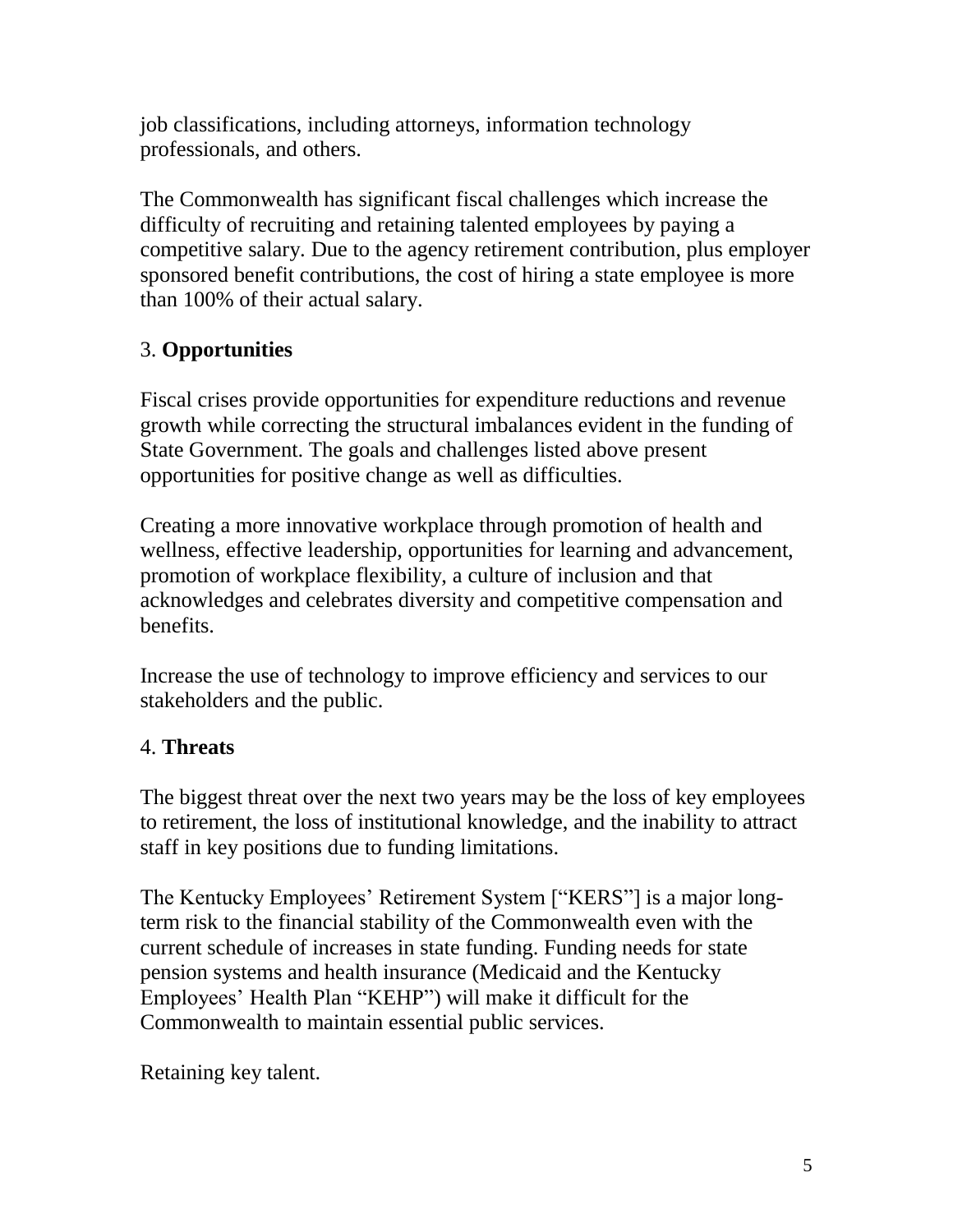job classifications, including attorneys, information technology professionals, and others.

The Commonwealth has significant fiscal challenges which increase the difficulty of recruiting and retaining talented employees by paying a competitive salary. Due to the agency retirement contribution, plus employer sponsored benefit contributions, the cost of hiring a state employee is more than 100% of their actual salary.

3. **Opportunities**

Fiscal crises provide opportunities for expenditure reductions and revenue growth while correcting the structural imbalances evident in the funding of State Government. The goals and challenges listed above present opportunities for positive change as well as difficulties.

Creating a more innovative workplace through promotion of health and wellness, effective leadership, opportunities for learning and advancement, promotion of workplace flexibility, a culture of inclusion and that acknowledges and celebrates diversity and competitive compensation and benefits.

Increase the use of technology to improve efficiency and services to our stakeholders and the public.

4. **Threats**

The biggest threat over the next two years may be the loss of key employees to retirement, the loss of institutional knowledge, and the inability to attract staff in key positions due to funding limitations.

The Kentucky Employees' Retirement System ["KERS"] is a major long-term risk to the financial stability of the Commonwealth even with the current schedule of increases in state funding. Funding needs for state pension systems and health insurance (Medicaid and the Kentucky Employees' Health Plan "KEHP") will make it difficult for the Commonwealth to maintain essential public services.

Retaining key talent.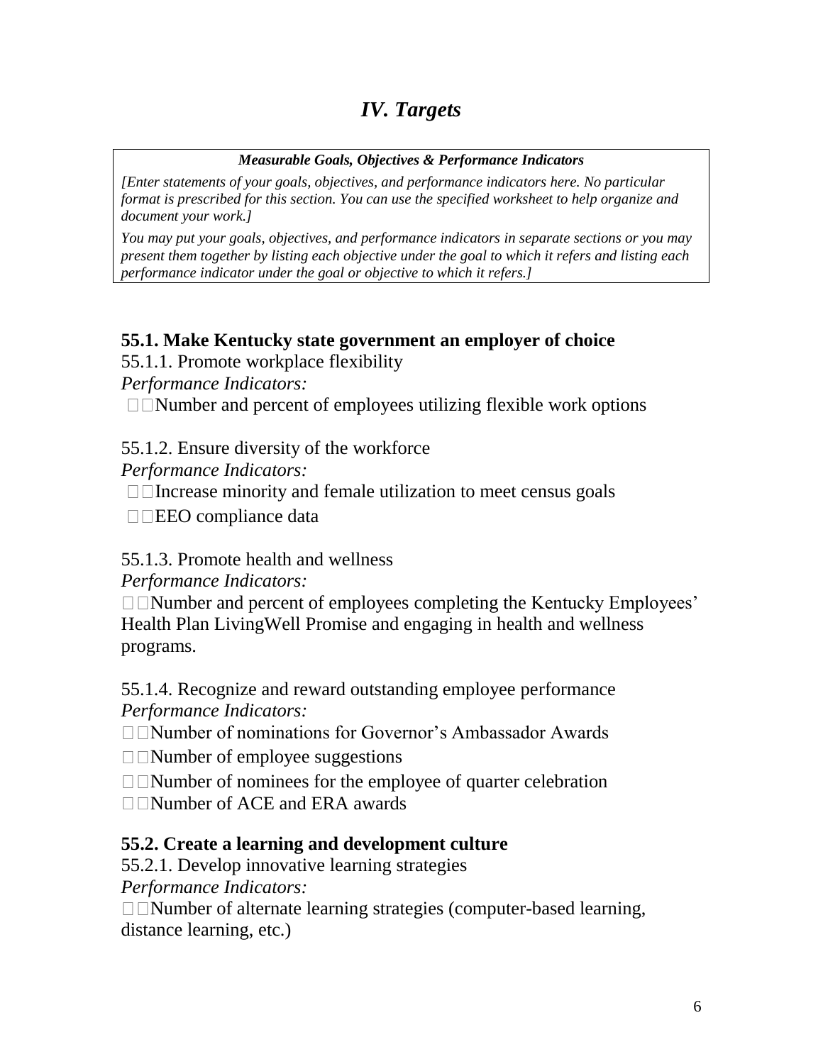# *IV. Targets*

| ***Measurable Goals, Objectives & Performance Indicators*** |
|---|
| *[Enter statements of your goals, objectives, and performance indicators here. No particular format is prescribed for this section. You can use the specified worksheet to help organize and document your work.]*<br>*You may put your goals, objectives, and performance indicators in separate sections or you may present them together by listing each objective under the goal to which it refers and listing each performance indicator under the goal or objective to which it refers.]* |

**55.1. Make Kentucky state government an employer of choice**

55.1.1. Promote workplace flexibility

*Performance Indicators:*

- Number and percent of employees utilizing flexible work options

55.1.2. Ensure diversity of the workforce

*Performance Indicators:*

- Increase minority and female utilization to meet census goals
- EEO compliance data

55.1.3. Promote health and wellness

*Performance Indicators:*

- Number and percent of employees completing the Kentucky Employees' Health Plan LivingWell Promise and engaging in health and wellness programs.

55.1.4. Recognize and reward outstanding employee performance

*Performance Indicators:*

- Number of nominations for Governor's Ambassador Awards
- Number of employee suggestions
- Number of nominees for the employee of quarter celebration
- Number of ACE and ERA awards

**55.2. Create a learning and development culture**

55.2.1. Develop innovative learning strategies

*Performance Indicators:*

- Number of alternate learning strategies (computer-based learning, distance learning, etc.)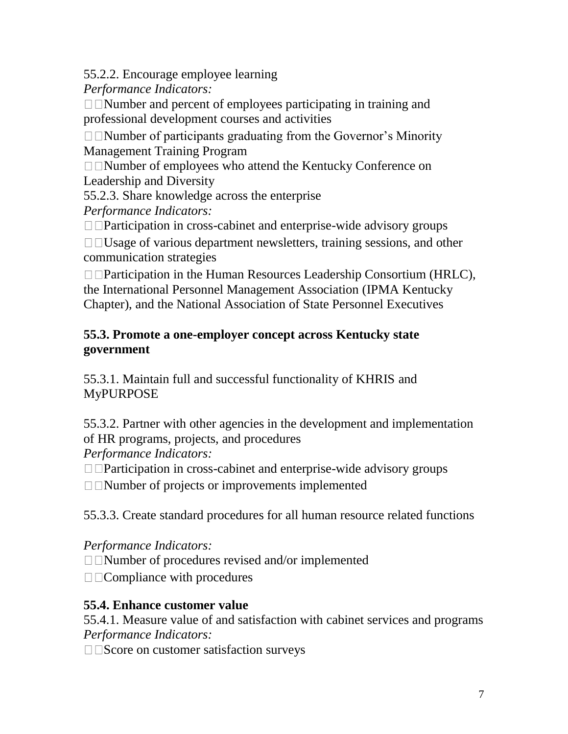55.2.2. Encourage employee learning

*Performance Indicators:*

- Number and percent of employees participating in training and professional development courses and activities
- Number of participants graduating from the Governor's Minority Management Training Program
- Number of employees who attend the Kentucky Conference on Leadership and Diversity

55.2.3. Share knowledge across the enterprise

*Performance Indicators:*

- Participation in cross-cabinet and enterprise-wide advisory groups
- Usage of various department newsletters, training sessions, and other communication strategies
- Participation in the Human Resources Leadership Consortium (HRLC), the International Personnel Management Association (IPMA Kentucky Chapter), and the National Association of State Personnel Executives

**55.3. Promote a one-employer concept across Kentucky state government**

55.3.1. Maintain full and successful functionality of KHRIS and MyPURPOSE

55.3.2. Partner with other agencies in the development and implementation of HR programs, projects, and procedures

*Performance Indicators:*

- Participation in cross-cabinet and enterprise-wide advisory groups
- Number of projects or improvements implemented

55.3.3. Create standard procedures for all human resource related functions

*Performance Indicators:*

- Number of procedures revised and/or implemented
- Compliance with procedures

**55.4. Enhance customer value**

55.4.1. Measure value of and satisfaction with cabinet services and programs

*Performance Indicators:*

- Score on customer satisfaction surveys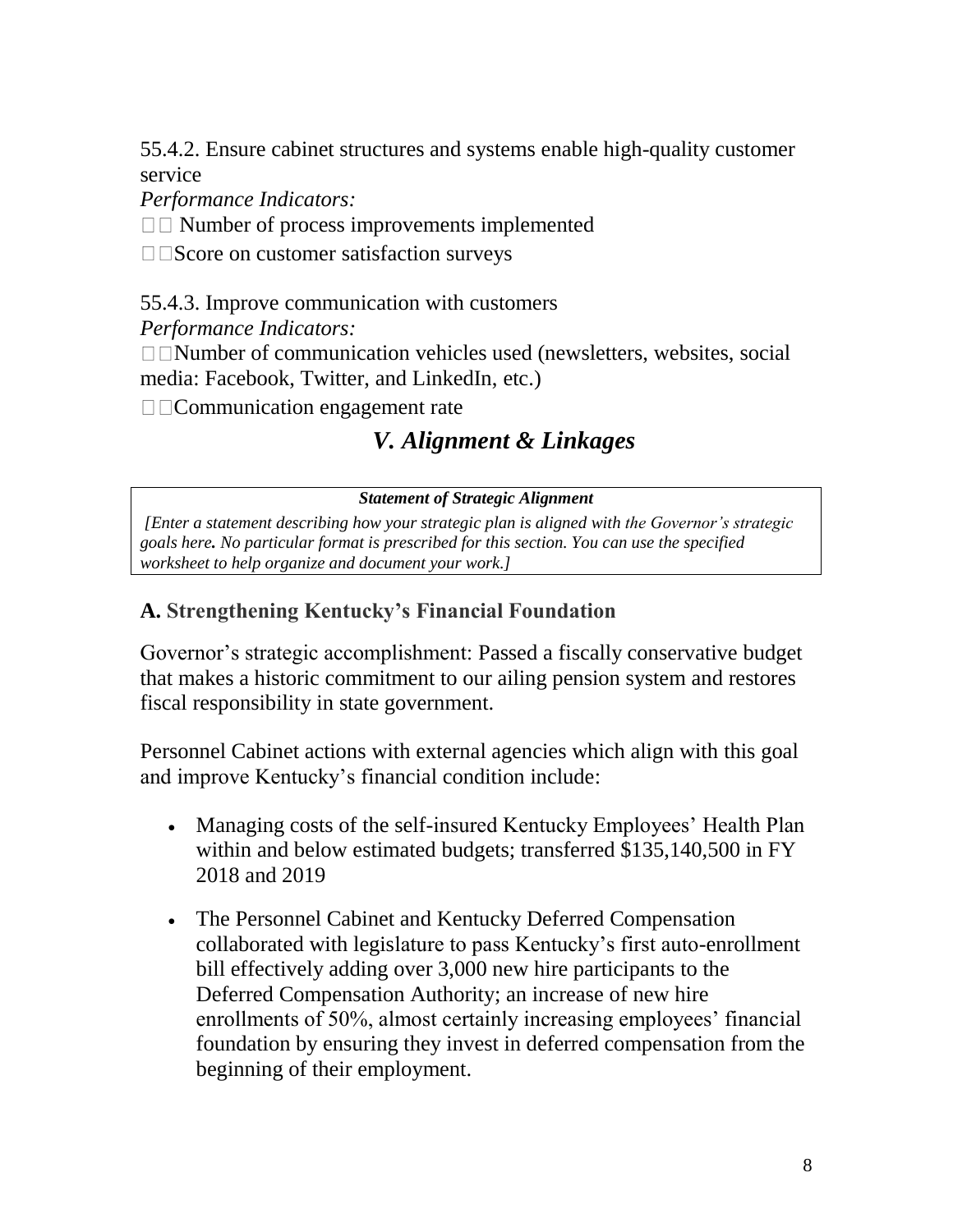55.4.2. Ensure cabinet structures and systems enable high-quality customer service

*Performance Indicators:*

- Number of process improvements implemented
- Score on customer satisfaction surveys

55.4.3. Improve communication with customers

*Performance Indicators:*

- Number of communication vehicles used (newsletters, websites, social media: Facebook, Twitter, and LinkedIn, etc.)
- Communication engagement rate

## *V. Alignment & Linkages*

| ***Statement of Strategic Alignment*** |
|---|
| *[Enter a statement describing how your strategic plan is aligned with the Governor's strategic goals here**.** No particular format is prescribed for this section. You can use the specified worksheet to help organize and document your work.]* |

### A. Strengthening Kentucky's Financial Foundation

Governor's strategic accomplishment: Passed a fiscally conservative budget that makes a historic commitment to our ailing pension system and restores fiscal responsibility in state government.

Personnel Cabinet actions with external agencies which align with this goal and improve Kentucky's financial condition include:

- Managing costs of the self-insured Kentucky Employees' Health Plan within and below estimated budgets; transferred $135,140,500 in FY 2018 and 2019
- The Personnel Cabinet and Kentucky Deferred Compensation collaborated with legislature to pass Kentucky's first auto-enrollment bill effectively adding over 3,000 new hire participants to the Deferred Compensation Authority; an increase of new hire enrollments of 50%, almost certainly increasing employees' financial foundation by ensuring they invest in deferred compensation from the beginning of their employment.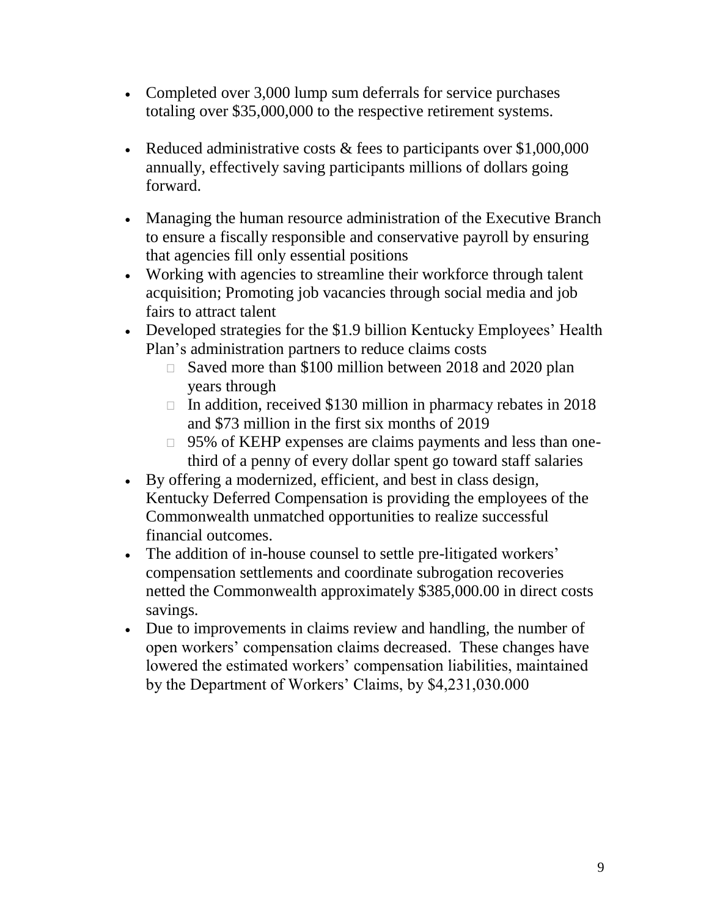- Completed over 3,000 lump sum deferrals for service purchases totaling over $35,000,000 to the respective retirement systems.

- Reduced administrative costs & fees to participants over $1,000,000 annually, effectively saving participants millions of dollars going forward.

- Managing the human resource administration of the Executive Branch to ensure a fiscally responsible and conservative payroll by ensuring that agencies fill only essential positions
- Working with agencies to streamline their workforce through talent acquisition; Promoting job vacancies through social media and job fairs to attract talent
- Developed strategies for the $1.9 billion Kentucky Employees' Health Plan's administration partners to reduce claims costs
  - Saved more than $100 million between 2018 and 2020 plan years through
  - In addition, received $130 million in pharmacy rebates in 2018 and $73 million in the first six months of 2019
  - 95% of KEHP expenses are claims payments and less than one-third of a penny of every dollar spent go toward staff salaries
- By offering a modernized, efficient, and best in class design, Kentucky Deferred Compensation is providing the employees of the Commonwealth unmatched opportunities to realize successful financial outcomes.
- The addition of in-house counsel to settle pre-litigated workers' compensation settlements and coordinate subrogation recoveries netted the Commonwealth approximately $385,000.00 in direct costs savings.
- Due to improvements in claims review and handling, the number of open workers' compensation claims decreased. These changes have lowered the estimated workers' compensation liabilities, maintained by the Department of Workers' Claims, by $4,231,030.000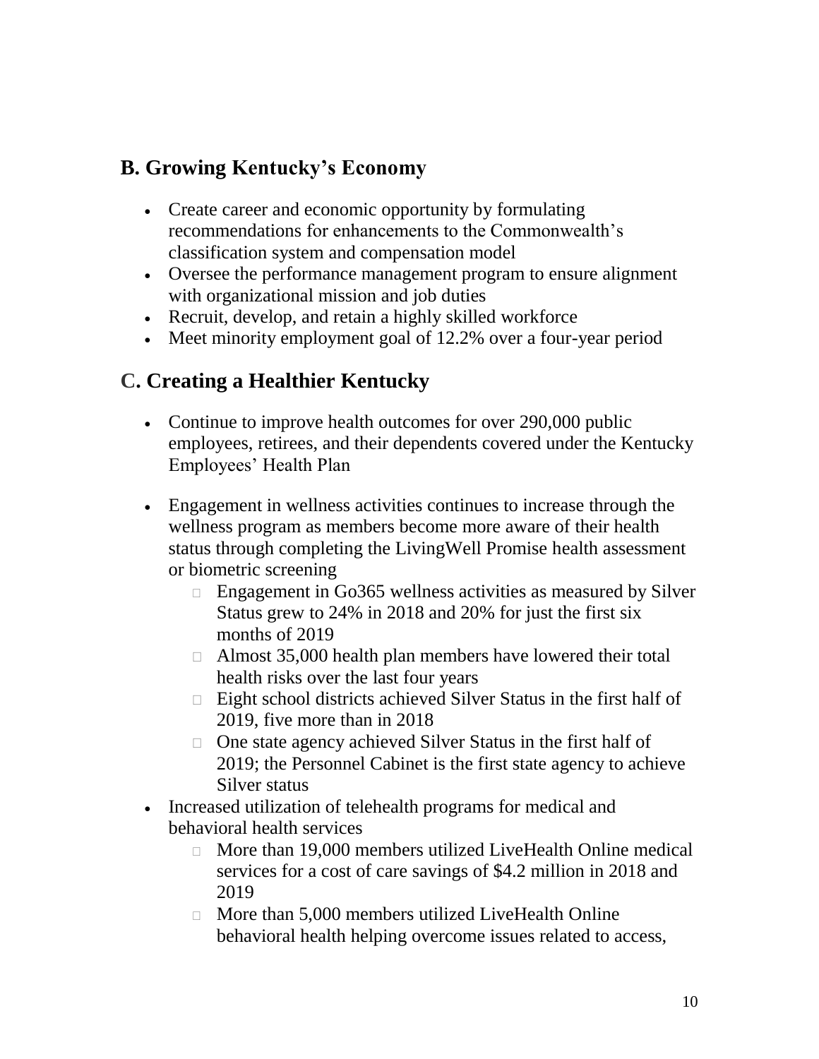## B. Growing Kentucky's Economy

- Create career and economic opportunity by formulating recommendations for enhancements to the Commonwealth's classification system and compensation model
- Oversee the performance management program to ensure alignment with organizational mission and job duties
- Recruit, develop, and retain a highly skilled workforce
- Meet minority employment goal of 12.2% over a four-year period

## C. Creating a Healthier Kentucky

- Continue to improve health outcomes for over 290,000 public employees, retirees, and their dependents covered under the Kentucky Employees' Health Plan

- Engagement in wellness activities continues to increase through the wellness program as members become more aware of their health status through completing the LivingWell Promise health assessment or biometric screening
  - Engagement in Go365 wellness activities as measured by Silver Status grew to 24% in 2018 and 20% for just the first six months of 2019
  - Almost 35,000 health plan members have lowered their total health risks over the last four years
  - Eight school districts achieved Silver Status in the first half of 2019, five more than in 2018
  - One state agency achieved Silver Status in the first half of 2019; the Personnel Cabinet is the first state agency to achieve Silver status
- Increased utilization of telehealth programs for medical and behavioral health services
  - More than 19,000 members utilized LiveHealth Online medical services for a cost of care savings of $4.2 million in 2018 and 2019
  - More than 5,000 members utilized LiveHealth Online behavioral health helping overcome issues related to access,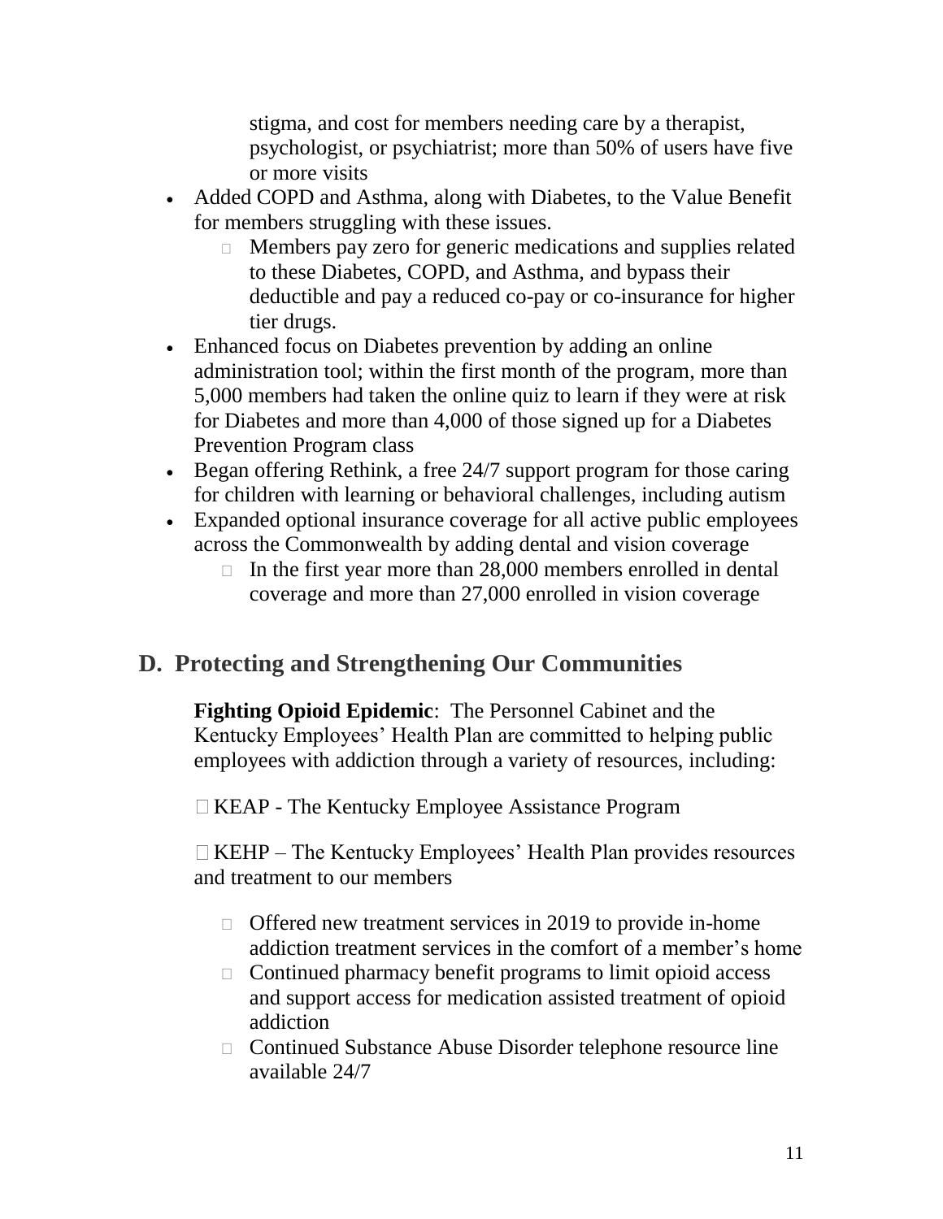stigma, and cost for members needing care by a therapist, psychologist, or psychiatrist; more than 50% of users have five or more visits

- Added COPD and Asthma, along with Diabetes, to the Value Benefit for members struggling with these issues.
  - Members pay zero for generic medications and supplies related to these Diabetes, COPD, and Asthma, and bypass their deductible and pay a reduced co-pay or co-insurance for higher tier drugs.
- Enhanced focus on Diabetes prevention by adding an online administration tool; within the first month of the program, more than 5,000 members had taken the online quiz to learn if they were at risk for Diabetes and more than 4,000 of those signed up for a Diabetes Prevention Program class
- Began offering Rethink, a free 24/7 support program for those caring for children with learning or behavioral challenges, including autism
- Expanded optional insurance coverage for all active public employees across the Commonwealth by adding dental and vision coverage
  - In the first year more than 28,000 members enrolled in dental coverage and more than 27,000 enrolled in vision coverage

## D. Protecting and Strengthening Our Communities

**Fighting Opioid Epidemic**: The Personnel Cabinet and the Kentucky Employees' Health Plan are committed to helping public employees with addiction through a variety of resources, including:

- KEAP - The Kentucky Employee Assistance Program

- KEHP – The Kentucky Employees' Health Plan provides resources and treatment to our members

  - Offered new treatment services in 2019 to provide in-home addiction treatment services in the comfort of a member's home
  - Continued pharmacy benefit programs to limit opioid access and support access for medication assisted treatment of opioid addiction
  - Continued Substance Abuse Disorder telephone resource line available 24/7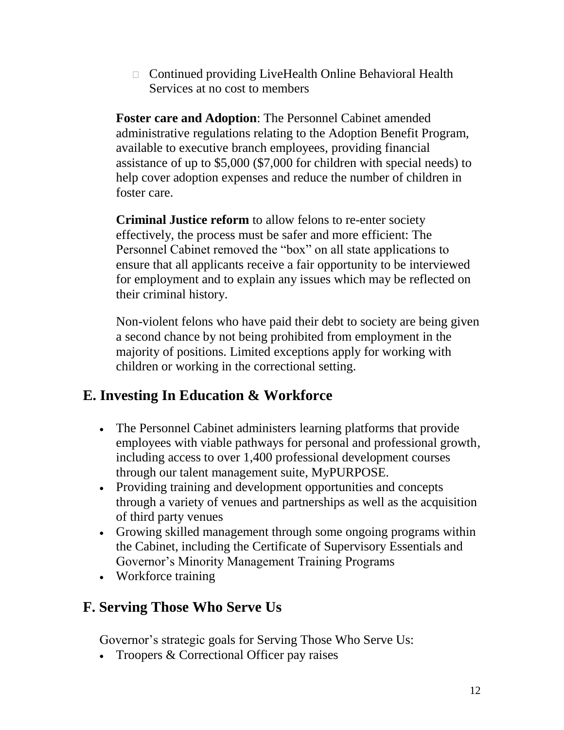- Continued providing LiveHealth Online Behavioral Health Services at no cost to members

**Foster care and Adoption**: The Personnel Cabinet amended administrative regulations relating to the Adoption Benefit Program, available to executive branch employees, providing financial assistance of up to $5,000 ($7,000 for children with special needs) to help cover adoption expenses and reduce the number of children in foster care.

**Criminal Justice reform** to allow felons to re-enter society effectively, the process must be safer and more efficient: The Personnel Cabinet removed the "box" on all state applications to ensure that all applicants receive a fair opportunity to be interviewed for employment and to explain any issues which may be reflected on their criminal history.

Non-violent felons who have paid their debt to society are being given a second chance by not being prohibited from employment in the majority of positions. Limited exceptions apply for working with children or working in the correctional setting.

## E. Investing In Education & Workforce

- The Personnel Cabinet administers learning platforms that provide employees with viable pathways for personal and professional growth, including access to over 1,400 professional development courses through our talent management suite, MyPURPOSE.
- Providing training and development opportunities and concepts through a variety of venues and partnerships as well as the acquisition of third party venues
- Growing skilled management through some ongoing programs within the Cabinet, including the Certificate of Supervisory Essentials and Governor's Minority Management Training Programs
- Workforce training

## F. Serving Those Who Serve Us

Governor's strategic goals for Serving Those Who Serve Us:

- Troopers & Correctional Officer pay raises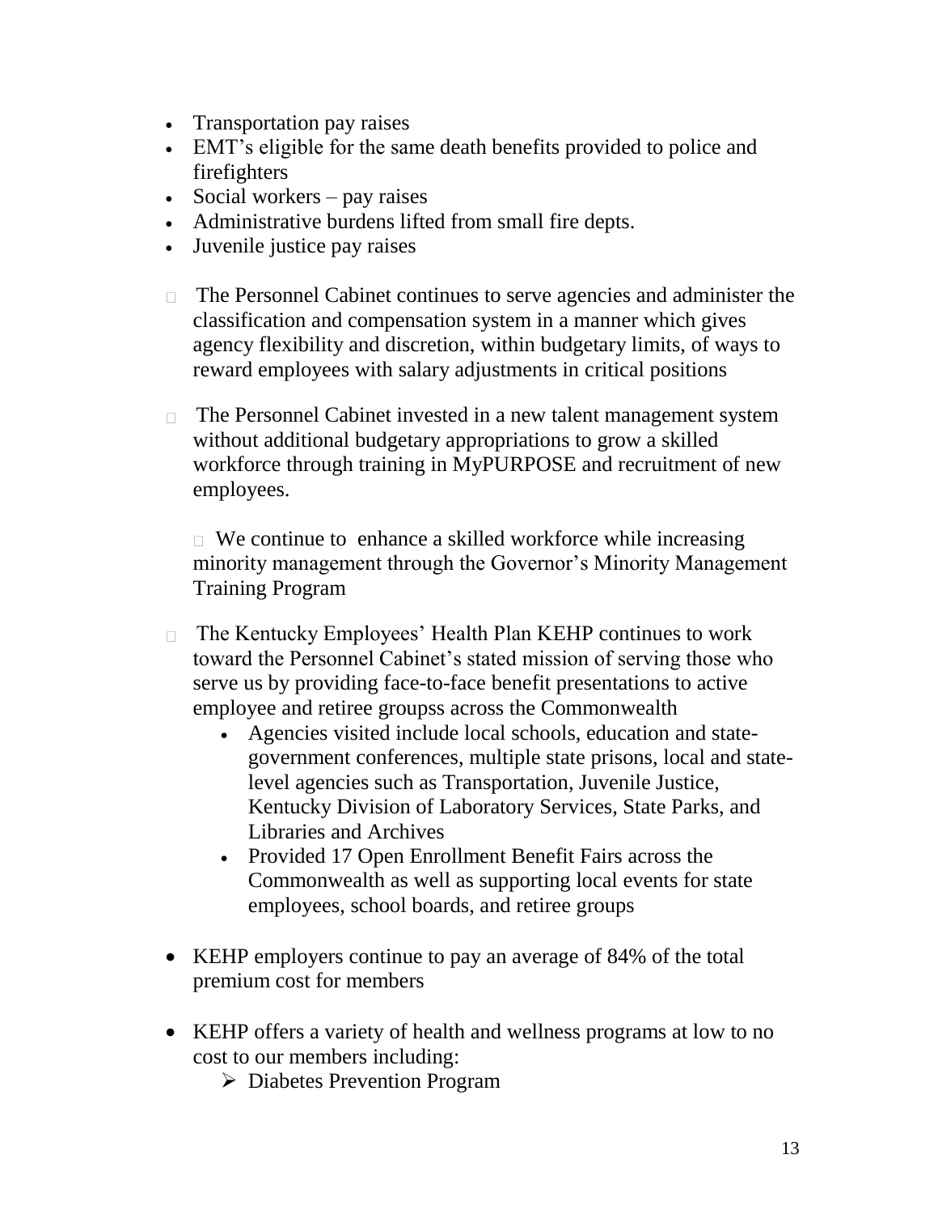- Transportation pay raises
- EMT's eligible for the same death benefits provided to police and firefighters
- Social workers – pay raises
- Administrative burdens lifted from small fire depts.
- Juvenile justice pay raises

- The Personnel Cabinet continues to serve agencies and administer the classification and compensation system in a manner which gives agency flexibility and discretion, within budgetary limits, of ways to reward employees with salary adjustments in critical positions

- The Personnel Cabinet invested in a new talent management system without additional budgetary appropriations to grow a skilled workforce through training in MyPURPOSE and recruitment of new employees.

  - We continue to enhance a skilled workforce while increasing minority management through the Governor's Minority Management Training Program

- The Kentucky Employees' Health Plan KEHP continues to work toward the Personnel Cabinet's stated mission of serving those who serve us by providing face-to-face benefit presentations to active employee and retiree groupss across the Commonwealth
  - Agencies visited include local schools, education and state-government conferences, multiple state prisons, local and state-level agencies such as Transportation, Juvenile Justice, Kentucky Division of Laboratory Services, State Parks, and Libraries and Archives
  - Provided 17 Open Enrollment Benefit Fairs across the Commonwealth as well as supporting local events for state employees, school boards, and retiree groups

- KEHP employers continue to pay an average of 84% of the total premium cost for members

- KEHP offers a variety of health and wellness programs at low to no cost to our members including:
  - Diabetes Prevention Program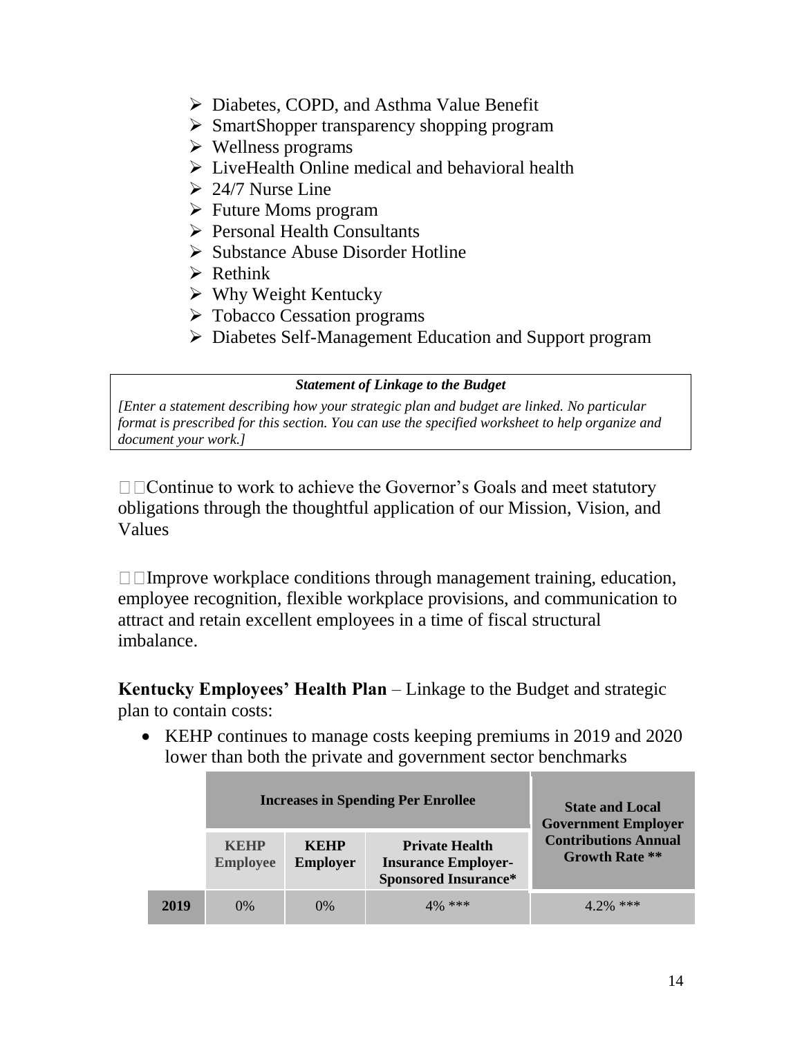- Diabetes, COPD, and Asthma Value Benefit
- SmartShopper transparency shopping program
- Wellness programs
- LiveHealth Online medical and behavioral health
- 24/7 Nurse Line
- Future Moms program
- Personal Health Consultants
- Substance Abuse Disorder Hotline
- Rethink
- Why Weight Kentucky
- Tobacco Cessation programs
- Diabetes Self-Management Education and Support program

***Statement of Linkage to the Budget***

*[Enter a statement describing how your strategic plan and budget are linked. No particular format is prescribed for this section. You can use the specified worksheet to help organize and document your work.]*

Continue to work to achieve the Governor's Goals and meet statutory obligations through the thoughtful application of our Mission, Vision, and Values

Improve workplace conditions through management training, education, employee recognition, flexible workplace provisions, and communication to attract and retain excellent employees in a time of fiscal structural imbalance.

**Kentucky Employees' Health Plan** – Linkage to the Budget and strategic plan to contain costs:

- KEHP continues to manage costs keeping premiums in 2019 and 2020 lower than both the private and government sector benchmarks

| | Increases in Spending Per Enrollee | | | State and Local Government Employer Contributions Annual Growth Rate ** |
|---|---|---|---|---|
| | KEHP Employee | KEHP Employer | Private Health Insurance Employer-Sponsored Insurance* | |
| 2019 | 0% | 0% | 4% *** | 4.2% *** |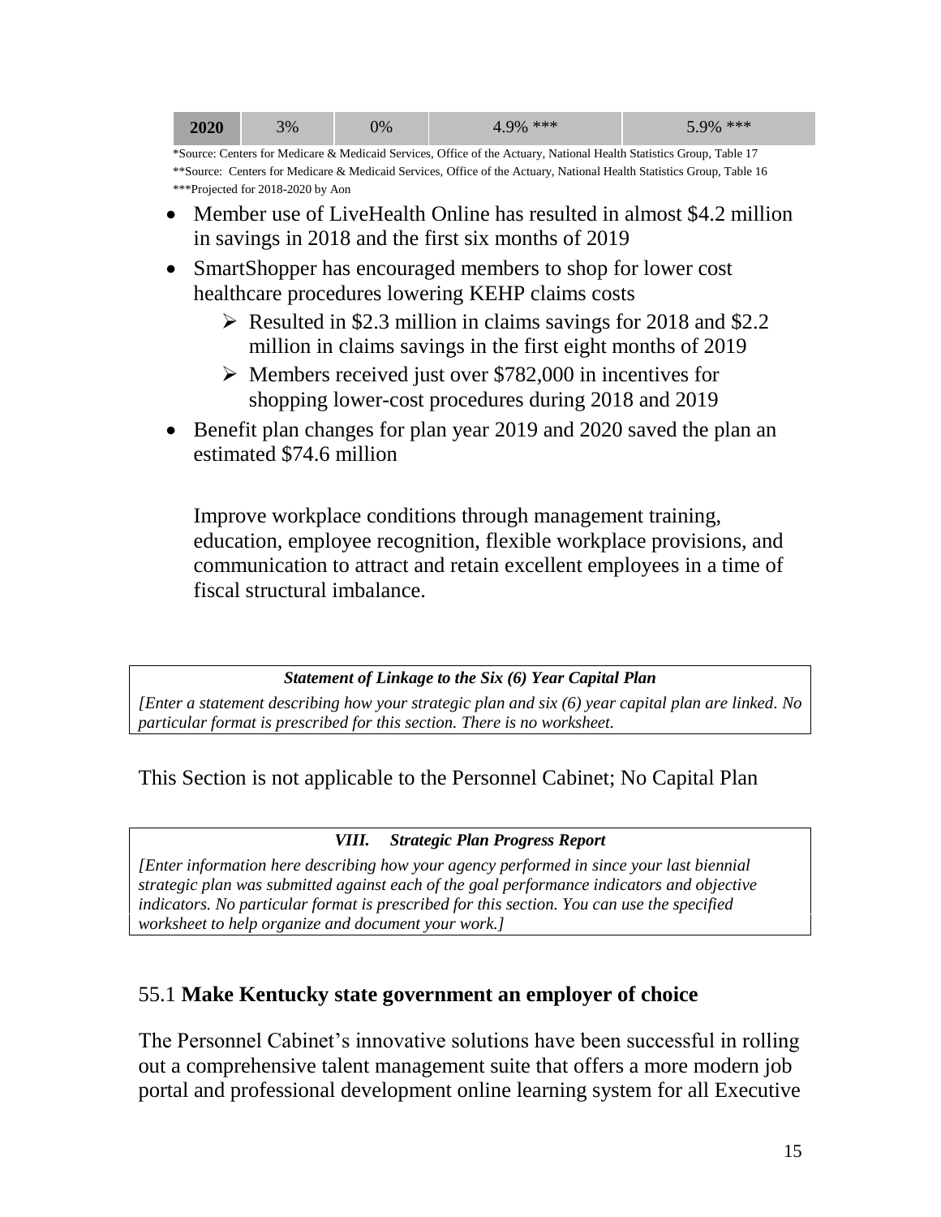| 2020 | 3% | 0% | 4.9% *** | 5.9% *** |
|---|---|---|---|---|

*Source: Centers for Medicare & Medicaid Services, Office of the Actuary, National Health Statistics Group, Table 17
**Source: Centers for Medicare & Medicaid Services, Office of the Actuary, National Health Statistics Group, Table 16
***Projected for 2018-2020 by Aon

- Member use of LiveHealth Online has resulted in almost $4.2 million in savings in 2018 and the first six months of 2019
- SmartShopper has encouraged members to shop for lower cost healthcare procedures lowering KEHP claims costs
  - Resulted in $2.3 million in claims savings for 2018 and $2.2 million in claims savings in the first eight months of 2019
  - Members received just over $782,000 in incentives for shopping lower-cost procedures during 2018 and 2019
- Benefit plan changes for plan year 2019 and 2020 saved the plan an estimated $74.6 million

Improve workplace conditions through management training, education, employee recognition, flexible workplace provisions, and communication to attract and retain excellent employees in a time of fiscal structural imbalance.

***Statement of Linkage to the Six (6) Year Capital Plan***

*[Enter a statement describing how your strategic plan and six (6) year capital plan are linked. No particular format is prescribed for this section. There is no worksheet.*

This Section is not applicable to the Personnel Cabinet; No Capital Plan

***VIII. Strategic Plan Progress Report***

*[Enter information here describing how your agency performed in since your last biennial strategic plan was submitted against each of the goal performance indicators and objective indicators. No particular format is prescribed for this section. You can use the specified worksheet to help organize and document your work.]*

## 55.1 **Make Kentucky state government an employer of choice**

The Personnel Cabinet's innovative solutions have been successful in rolling out a comprehensive talent management suite that offers a more modern job portal and professional development online learning system for all Executive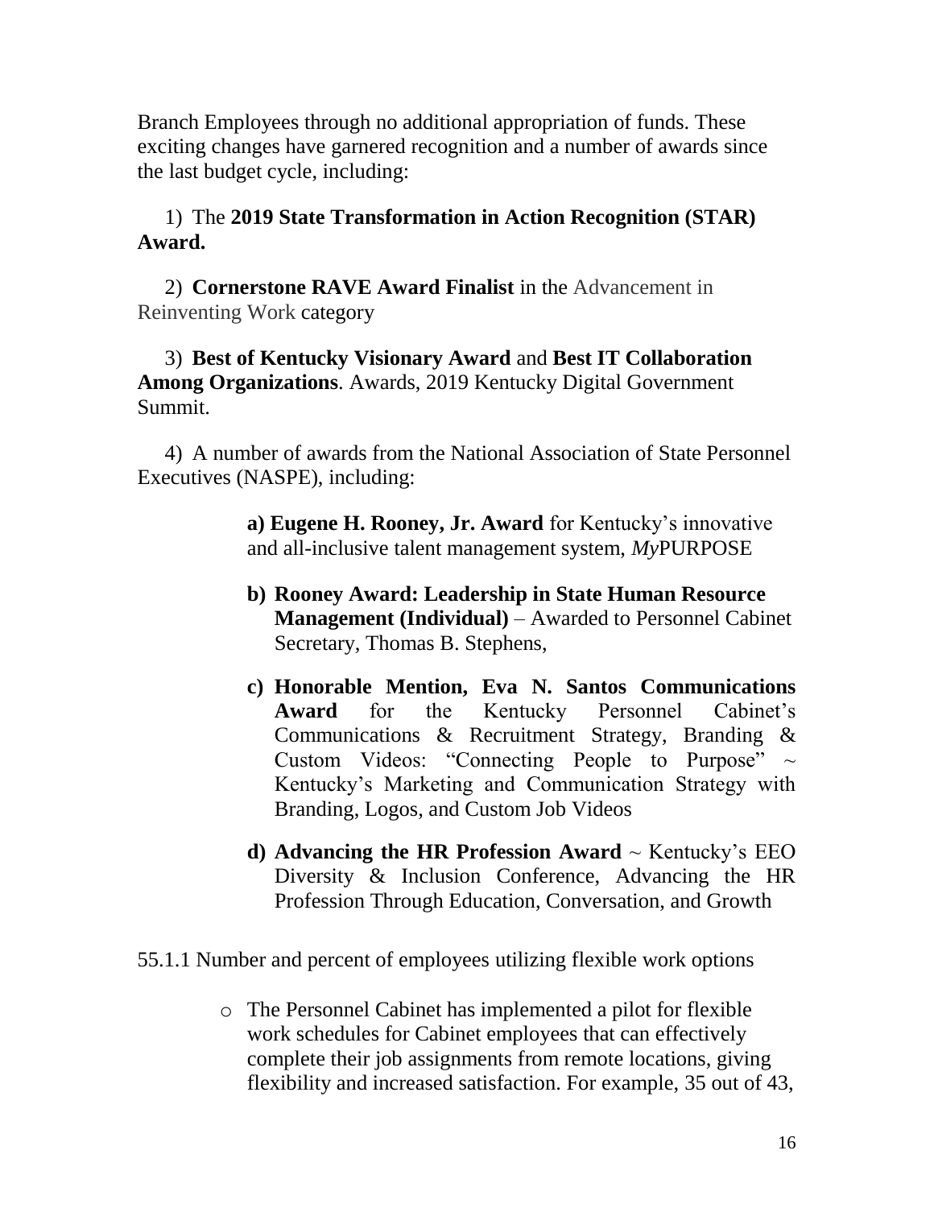Branch Employees through no additional appropriation of funds. These exciting changes have garnered recognition and a number of awards since the last budget cycle, including:

1) The **2019 State Transformation in Action Recognition (STAR) Award.**

2) **Cornerstone RAVE Award Finalist** in the Advancement in Reinventing Work category

3) **Best of Kentucky Visionary Award** and **Best IT Collaboration Among Organizations**. Awards, 2019 Kentucky Digital Government Summit.

4) A number of awards from the National Association of State Personnel Executives (NASPE), including:

> **a) Eugene H. Rooney, Jr. Award** for Kentucky's innovative and all-inclusive talent management system, *My*PURPOSE
>
> **b) Rooney Award: Leadership in State Human Resource Management (Individual)** – Awarded to Personnel Cabinet Secretary, Thomas B. Stephens,
>
> **c) Honorable Mention, Eva N. Santos Communications Award** for the Kentucky Personnel Cabinet's Communications & Recruitment Strategy, Branding & Custom Videos: "Connecting People to Purpose" ~ Kentucky's Marketing and Communication Strategy with Branding, Logos, and Custom Job Videos
>
> **d) Advancing the HR Profession Award** ~ Kentucky's EEO Diversity & Inclusion Conference, Advancing the HR Profession Through Education, Conversation, and Growth

55.1.1 Number and percent of employees utilizing flexible work options

- The Personnel Cabinet has implemented a pilot for flexible work schedules for Cabinet employees that can effectively complete their job assignments from remote locations, giving flexibility and increased satisfaction. For example, 35 out of 43,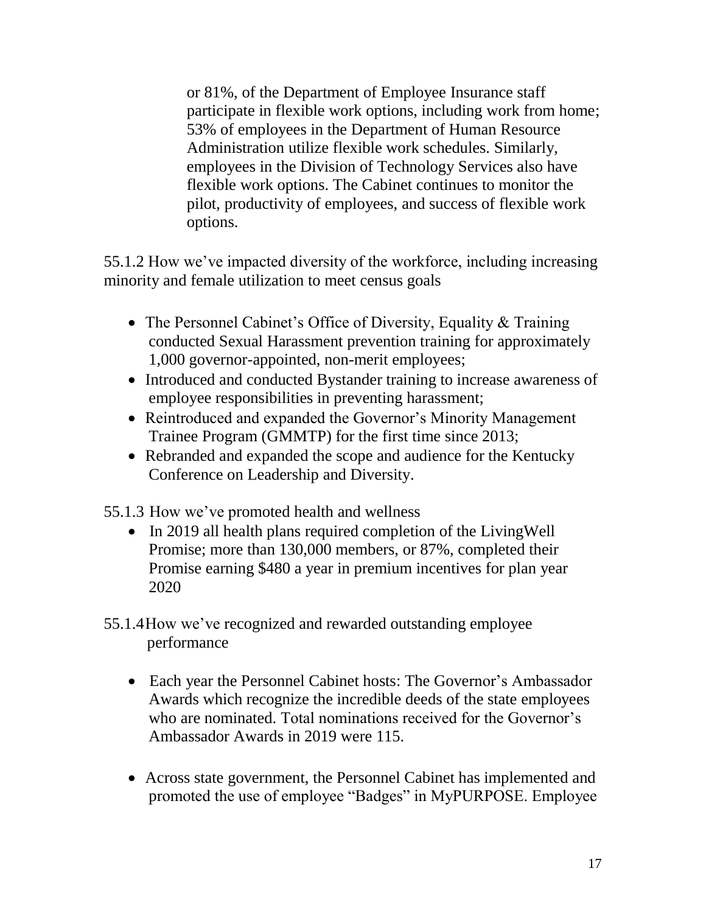or 81%, of the Department of Employee Insurance staff participate in flexible work options, including work from home; 53% of employees in the Department of Human Resource Administration utilize flexible work schedules. Similarly, employees in the Division of Technology Services also have flexible work options. The Cabinet continues to monitor the pilot, productivity of employees, and success of flexible work options.

55.1.2 How we've impacted diversity of the workforce, including increasing minority and female utilization to meet census goals

- The Personnel Cabinet's Office of Diversity, Equality & Training conducted Sexual Harassment prevention training for approximately 1,000 governor-appointed, non-merit employees;
- Introduced and conducted Bystander training to increase awareness of employee responsibilities in preventing harassment;
- Reintroduced and expanded the Governor's Minority Management Trainee Program (GMMTP) for the first time since 2013;
- Rebranded and expanded the scope and audience for the Kentucky Conference on Leadership and Diversity.

55.1.3 How we've promoted health and wellness

- In 2019 all health plans required completion of the LivingWell Promise; more than 130,000 members, or 87%, completed their Promise earning $480 a year in premium incentives for plan year 2020

55.1.4 How we've recognized and rewarded outstanding employee performance

- Each year the Personnel Cabinet hosts: The Governor's Ambassador Awards which recognize the incredible deeds of the state employees who are nominated. Total nominations received for the Governor's Ambassador Awards in 2019 were 115.

- Across state government, the Personnel Cabinet has implemented and promoted the use of employee "Badges" in MyPURPOSE. Employee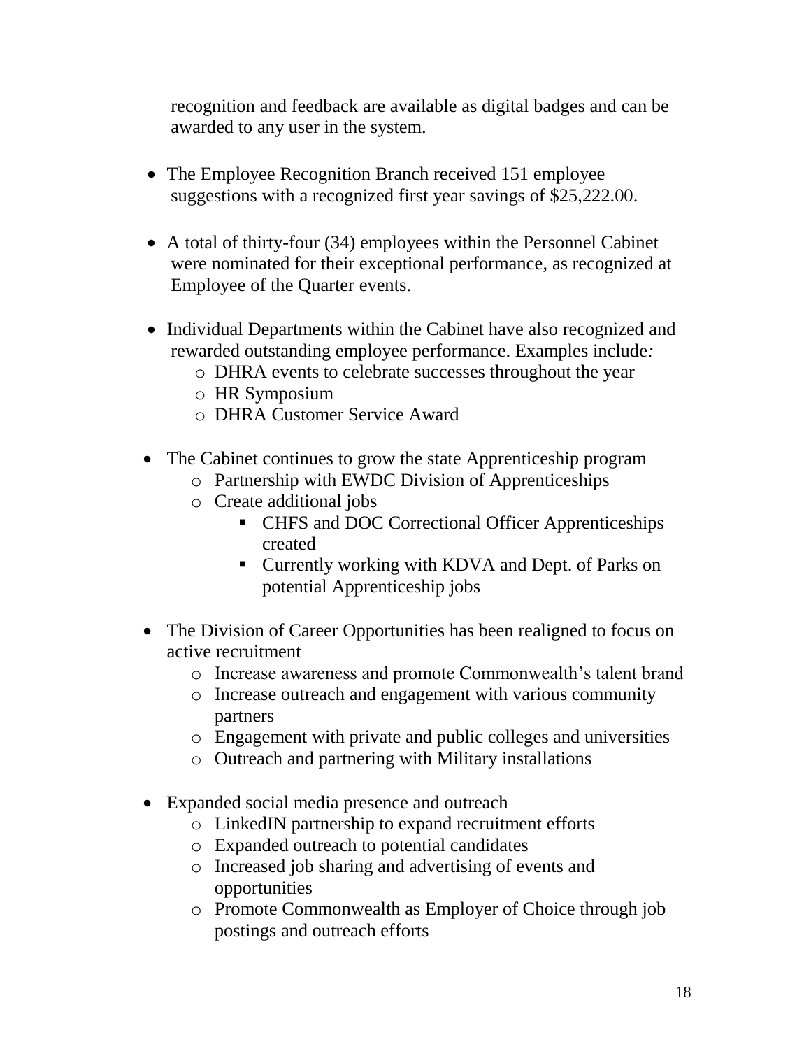recognition and feedback are available as digital badges and can be awarded to any user in the system.

- The Employee Recognition Branch received 151 employee suggestions with a recognized first year savings of $25,222.00.

- A total of thirty-four (34) employees within the Personnel Cabinet were nominated for their exceptional performance, as recognized at Employee of the Quarter events.

- Individual Departments within the Cabinet have also recognized and rewarded outstanding employee performance. Examples include*:*
  - DHRA events to celebrate successes throughout the year
  - HR Symposium
  - DHRA Customer Service Award

- The Cabinet continues to grow the state Apprenticeship program
  - Partnership with EWDC Division of Apprenticeships
  - Create additional jobs
    - CHFS and DOC Correctional Officer Apprenticeships created
    - Currently working with KDVA and Dept. of Parks on potential Apprenticeship jobs

- The Division of Career Opportunities has been realigned to focus on active recruitment
  - Increase awareness and promote Commonwealth's talent brand
  - Increase outreach and engagement with various community partners
  - Engagement with private and public colleges and universities
  - Outreach and partnering with Military installations

- Expanded social media presence and outreach
  - LinkedIN partnership to expand recruitment efforts
  - Expanded outreach to potential candidates
  - Increased job sharing and advertising of events and opportunities
  - Promote Commonwealth as Employer of Choice through job postings and outreach efforts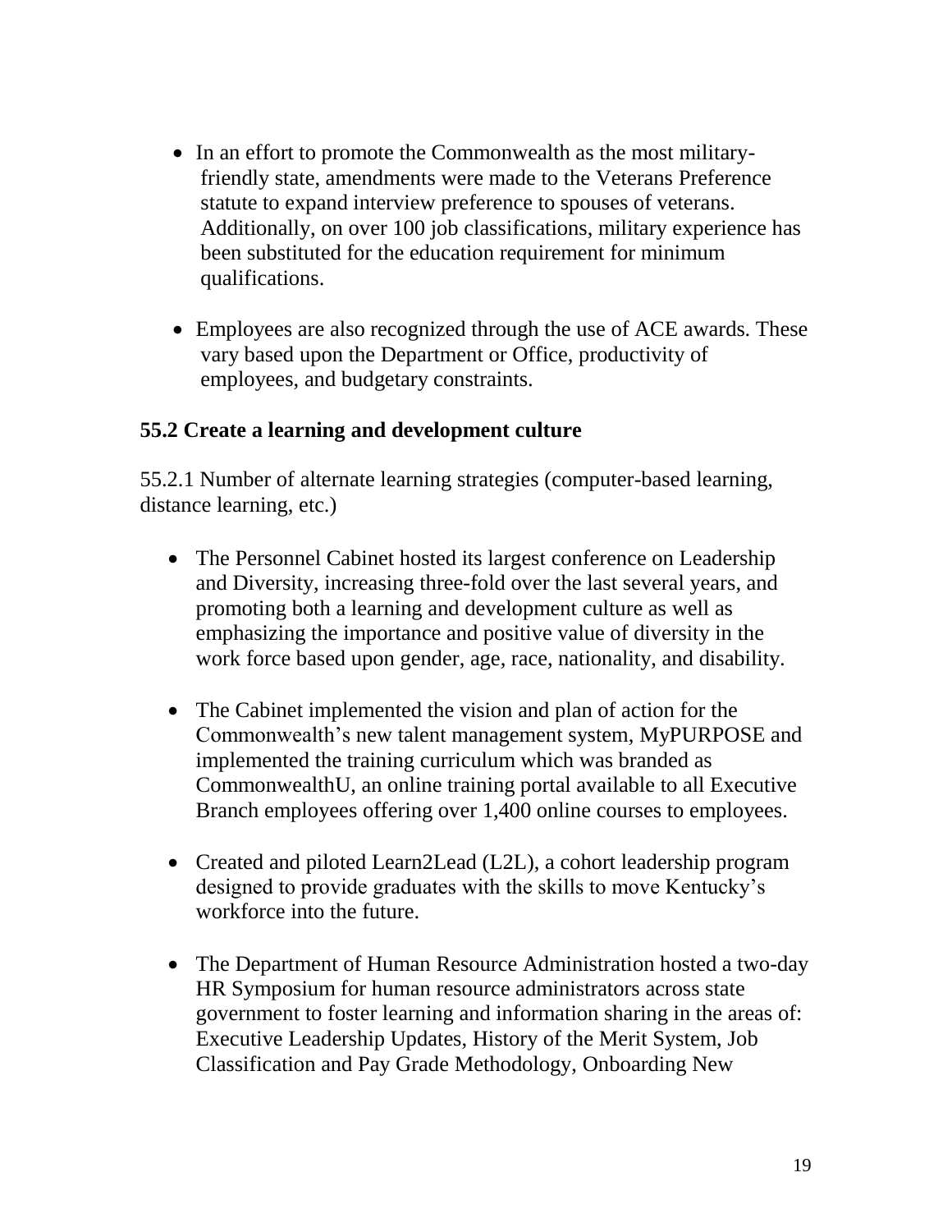- In an effort to promote the Commonwealth as the most military-friendly state, amendments were made to the Veterans Preference statute to expand interview preference to spouses of veterans. Additionally, on over 100 job classifications, military experience has been substituted for the education requirement for minimum qualifications.

- Employees are also recognized through the use of ACE awards. These vary based upon the Department or Office, productivity of employees, and budgetary constraints.

### 55.2 Create a learning and development culture

55.2.1 Number of alternate learning strategies (computer-based learning, distance learning, etc.)

- The Personnel Cabinet hosted its largest conference on Leadership and Diversity, increasing three-fold over the last several years, and promoting both a learning and development culture as well as emphasizing the importance and positive value of diversity in the work force based upon gender, age, race, nationality, and disability.

- The Cabinet implemented the vision and plan of action for the Commonwealth's new talent management system, MyPURPOSE and implemented the training curriculum which was branded as CommonwealthU, an online training portal available to all Executive Branch employees offering over 1,400 online courses to employees.

- Created and piloted Learn2Lead (L2L), a cohort leadership program designed to provide graduates with the skills to move Kentucky's workforce into the future.

- The Department of Human Resource Administration hosted a two-day HR Symposium for human resource administrators across state government to foster learning and information sharing in the areas of: Executive Leadership Updates, History of the Merit System, Job Classification and Pay Grade Methodology, Onboarding New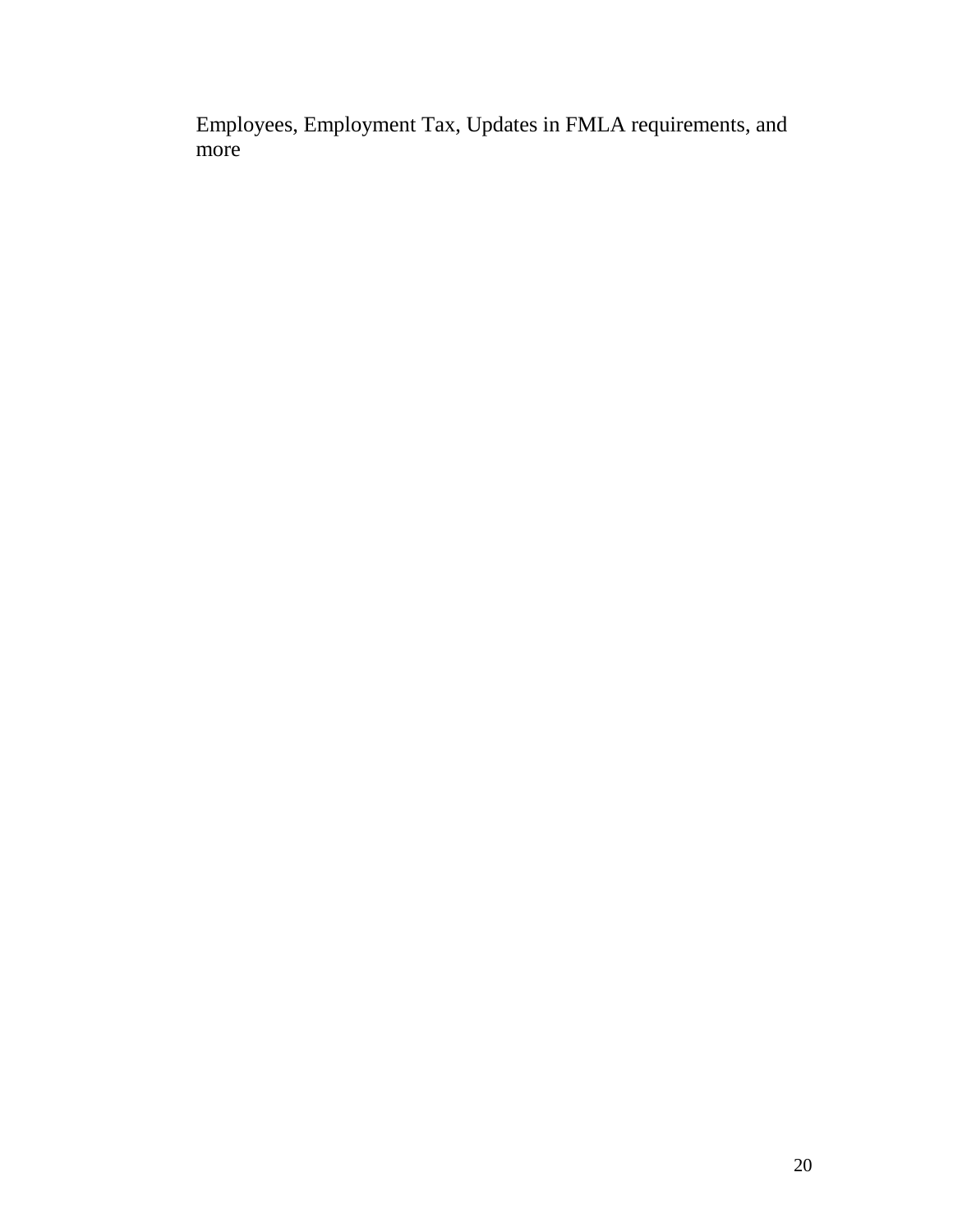Employees, Employment Tax, Updates in FMLA requirements, and more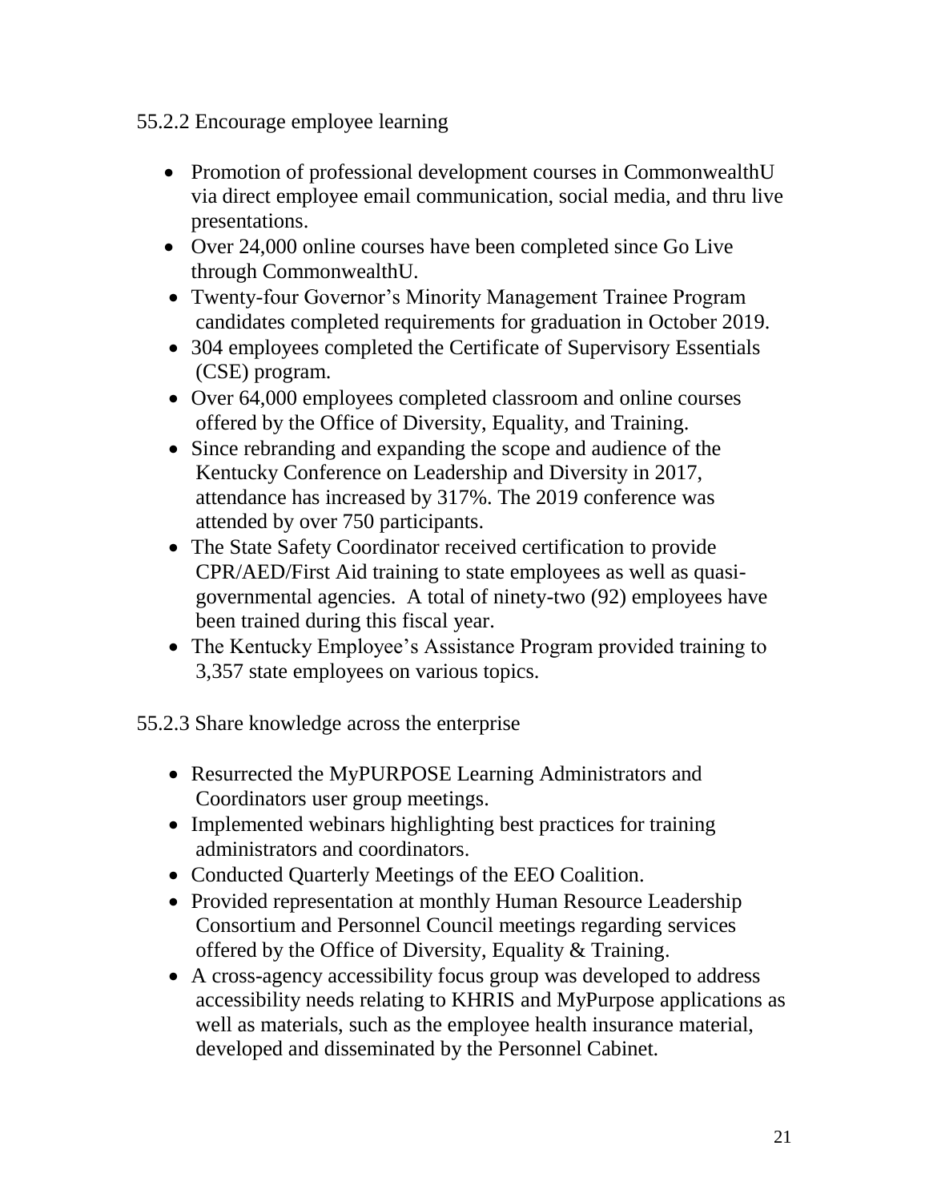55.2.2 Encourage employee learning

- Promotion of professional development courses in CommonwealthU via direct employee email communication, social media, and thru live presentations.
- Over 24,000 online courses have been completed since Go Live through CommonwealthU.
- Twenty-four Governor's Minority Management Trainee Program candidates completed requirements for graduation in October 2019.
- 304 employees completed the Certificate of Supervisory Essentials (CSE) program.
- Over 64,000 employees completed classroom and online courses offered by the Office of Diversity, Equality, and Training.
- Since rebranding and expanding the scope and audience of the Kentucky Conference on Leadership and Diversity in 2017, attendance has increased by 317%. The 2019 conference was attended by over 750 participants.
- The State Safety Coordinator received certification to provide CPR/AED/First Aid training to state employees as well as quasi-governmental agencies. A total of ninety-two (92) employees have been trained during this fiscal year.
- The Kentucky Employee's Assistance Program provided training to 3,357 state employees on various topics.

55.2.3 Share knowledge across the enterprise

- Resurrected the MyPURPOSE Learning Administrators and Coordinators user group meetings.
- Implemented webinars highlighting best practices for training administrators and coordinators.
- Conducted Quarterly Meetings of the EEO Coalition.
- Provided representation at monthly Human Resource Leadership Consortium and Personnel Council meetings regarding services offered by the Office of Diversity, Equality & Training.
- A cross-agency accessibility focus group was developed to address accessibility needs relating to KHRIS and MyPurpose applications as well as materials, such as the employee health insurance material, developed and disseminated by the Personnel Cabinet.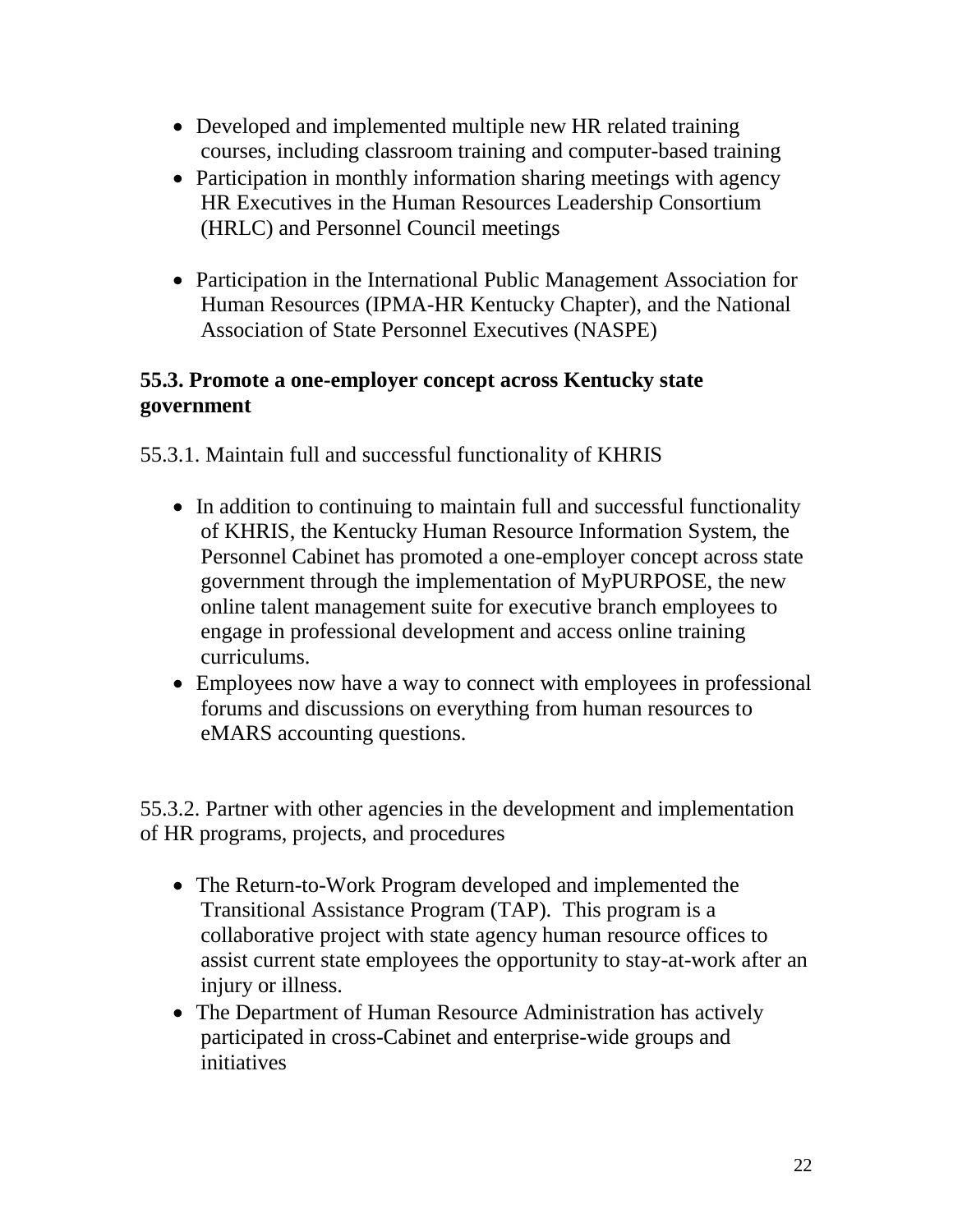- Developed and implemented multiple new HR related training courses, including classroom training and computer-based training
- Participation in monthly information sharing meetings with agency HR Executives in the Human Resources Leadership Consortium (HRLC) and Personnel Council meetings
- Participation in the International Public Management Association for Human Resources (IPMA-HR Kentucky Chapter), and the National Association of State Personnel Executives (NASPE)

### 55.3. Promote a one-employer concept across Kentucky state government

55.3.1. Maintain full and successful functionality of KHRIS

- In addition to continuing to maintain full and successful functionality of KHRIS, the Kentucky Human Resource Information System, the Personnel Cabinet has promoted a one-employer concept across state government through the implementation of MyPURPOSE, the new online talent management suite for executive branch employees to engage in professional development and access online training curriculums.
- Employees now have a way to connect with employees in professional forums and discussions on everything from human resources to eMARS accounting questions.

55.3.2. Partner with other agencies in the development and implementation of HR programs, projects, and procedures

- The Return-to-Work Program developed and implemented the Transitional Assistance Program (TAP). This program is a collaborative project with state agency human resource offices to assist current state employees the opportunity to stay-at-work after an injury or illness.
- The Department of Human Resource Administration has actively participated in cross-Cabinet and enterprise-wide groups and initiatives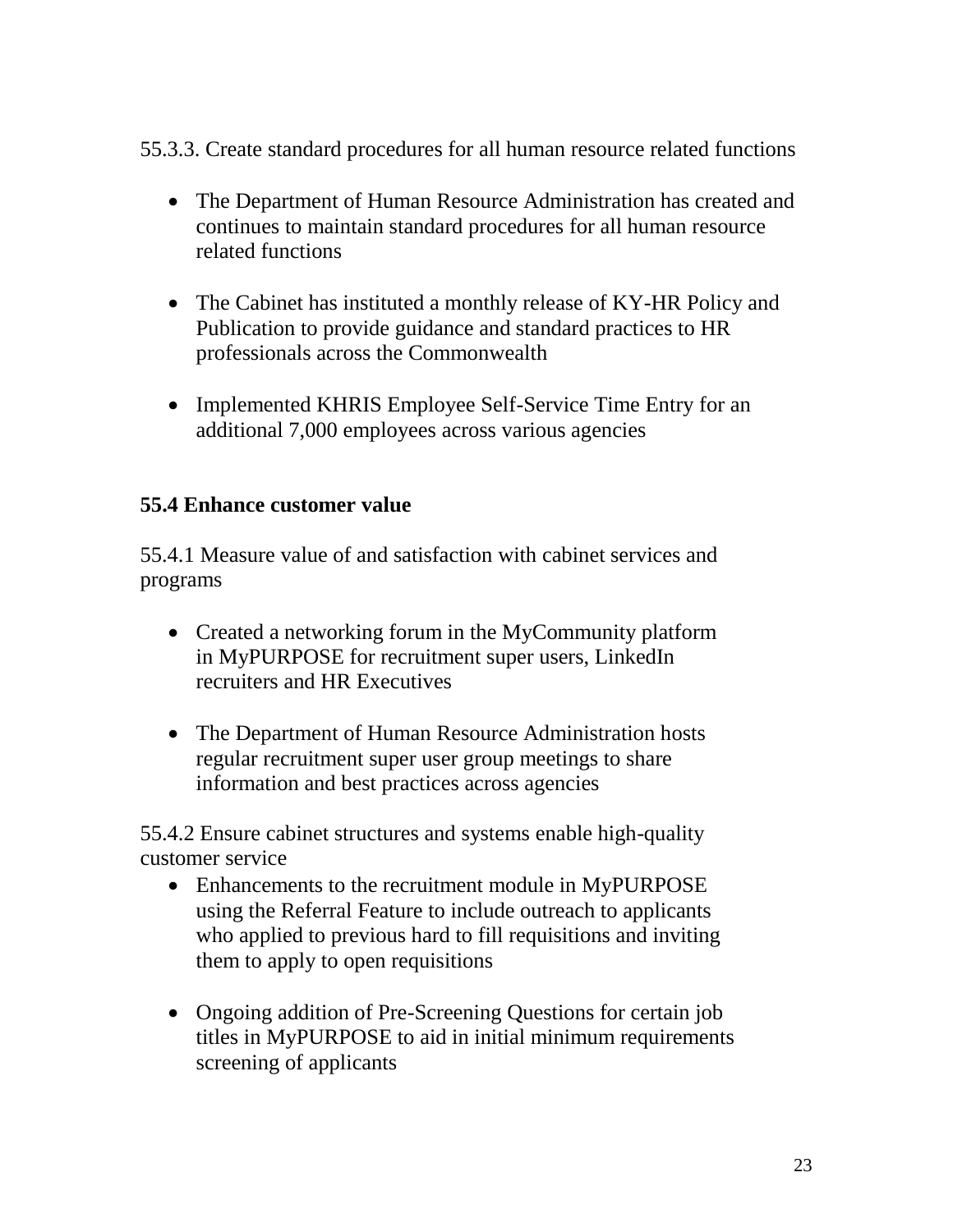55.3.3. Create standard procedures for all human resource related functions

- The Department of Human Resource Administration has created and continues to maintain standard procedures for all human resource related functions
- The Cabinet has instituted a monthly release of KY-HR Policy and Publication to provide guidance and standard practices to HR professionals across the Commonwealth
- Implemented KHRIS Employee Self-Service Time Entry for an additional 7,000 employees across various agencies

**55.4 Enhance customer value**

55.4.1 Measure value of and satisfaction with cabinet services and programs

- Created a networking forum in the MyCommunity platform in MyPURPOSE for recruitment super users, LinkedIn recruiters and HR Executives
- The Department of Human Resource Administration hosts regular recruitment super user group meetings to share information and best practices across agencies

55.4.2 Ensure cabinet structures and systems enable high-quality customer service

- Enhancements to the recruitment module in MyPURPOSE using the Referral Feature to include outreach to applicants who applied to previous hard to fill requisitions and inviting them to apply to open requisitions
- Ongoing addition of Pre-Screening Questions for certain job titles in MyPURPOSE to aid in initial minimum requirements screening of applicants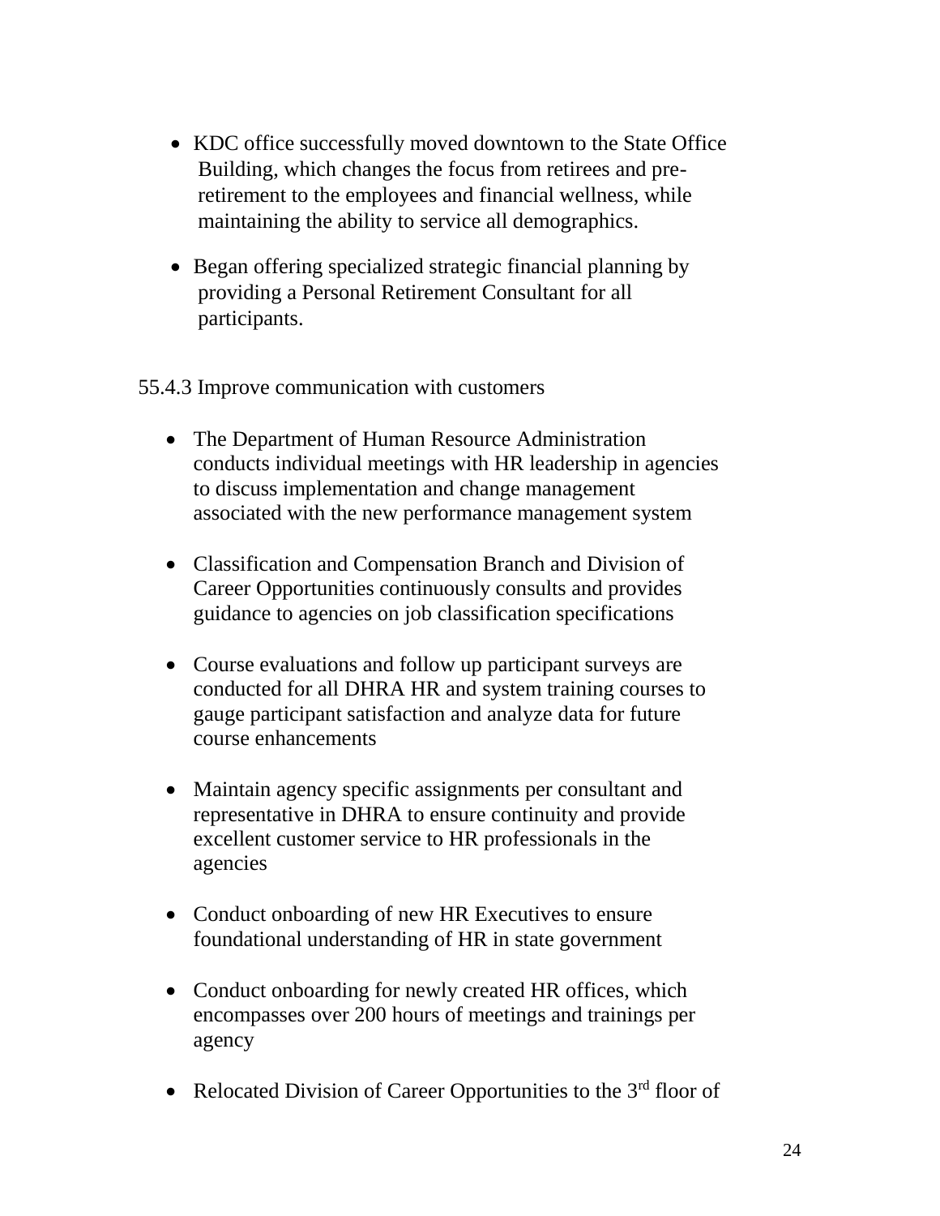- KDC office successfully moved downtown to the State Office Building, which changes the focus from retirees and pre-retirement to the employees and financial wellness, while maintaining the ability to service all demographics.
- Began offering specialized strategic financial planning by providing a Personal Retirement Consultant for all participants.

55.4.3 Improve communication with customers

- The Department of Human Resource Administration conducts individual meetings with HR leadership in agencies to discuss implementation and change management associated with the new performance management system
- Classification and Compensation Branch and Division of Career Opportunities continuously consults and provides guidance to agencies on job classification specifications
- Course evaluations and follow up participant surveys are conducted for all DHRA HR and system training courses to gauge participant satisfaction and analyze data for future course enhancements
- Maintain agency specific assignments per consultant and representative in DHRA to ensure continuity and provide excellent customer service to HR professionals in the agencies
- Conduct onboarding of new HR Executives to ensure foundational understanding of HR in state government
- Conduct onboarding for newly created HR offices, which encompasses over 200 hours of meetings and trainings per agency
- Relocated Division of Career Opportunities to the 3rd floor of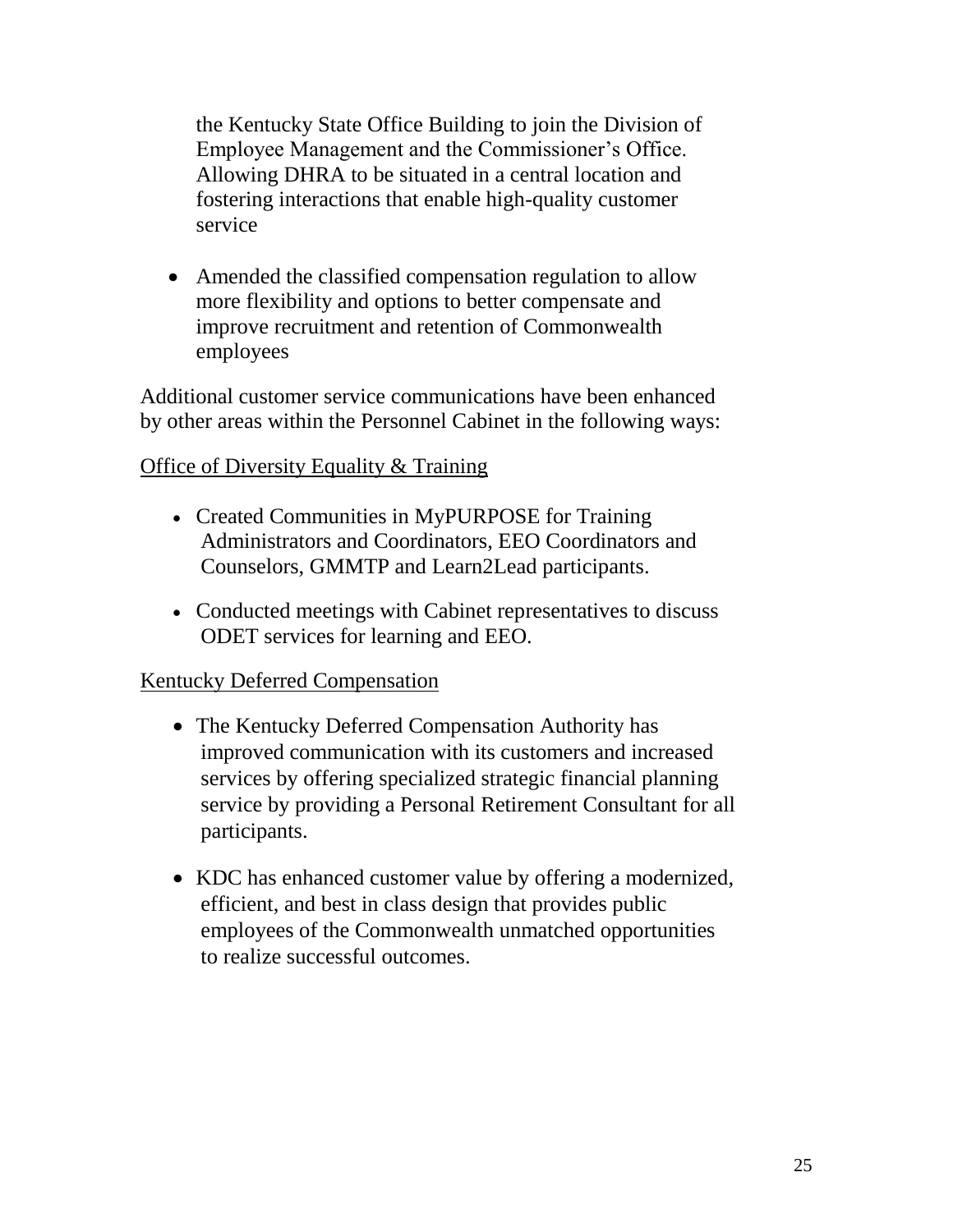the Kentucky State Office Building to join the Division of Employee Management and the Commissioner's Office. Allowing DHRA to be situated in a central location and fostering interactions that enable high-quality customer service

- Amended the classified compensation regulation to allow more flexibility and options to better compensate and improve recruitment and retention of Commonwealth employees

Additional customer service communications have been enhanced by other areas within the Personnel Cabinet in the following ways:

<u>Office of Diversity Equality & Training</u>

- Created Communities in MyPURPOSE for Training Administrators and Coordinators, EEO Coordinators and Counselors, GMMTP and Learn2Lead participants.
- Conducted meetings with Cabinet representatives to discuss ODET services for learning and EEO.

<u>Kentucky Deferred Compensation</u>

- The Kentucky Deferred Compensation Authority has improved communication with its customers and increased services by offering specialized strategic financial planning service by providing a Personal Retirement Consultant for all participants.
- KDC has enhanced customer value by offering a modernized, efficient, and best in class design that provides public employees of the Commonwealth unmatched opportunities to realize successful outcomes.